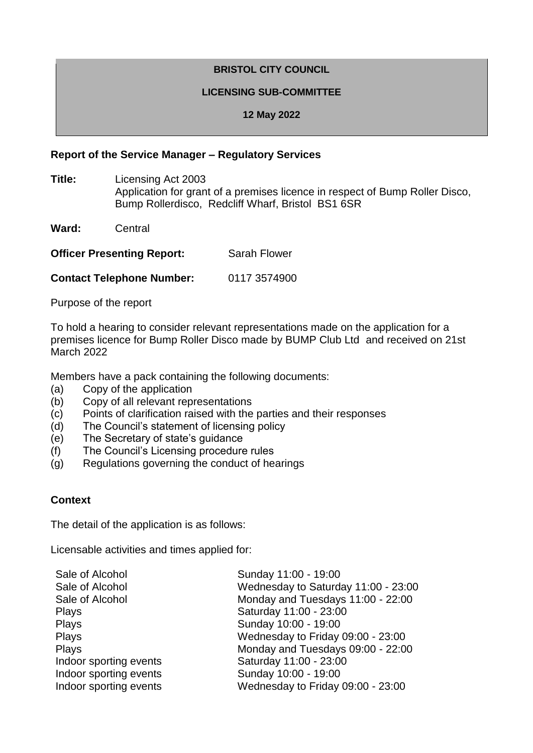**BRISTOL CITY COUNCIL**

**LICENSING SUB-COMMITTEE**

**12 May 2022**

**Report of the Service Manager – Regulatory Services**

**Title:** Licensing Act 2003
Application for grant of a premises licence in respect of Bump Roller Disco, Bump Rollerdisco, Redcliff Wharf, Bristol BS1 6SR

**Ward:** Central

**Officer Presenting Report:** Sarah Flower

**Contact Telephone Number:** 0117 3574900

Purpose of the report

To hold a hearing to consider relevant representations made on the application for a premises licence for Bump Roller Disco made by BUMP Club Ltd and received on 21st March 2022

Members have a pack containing the following documents:

(a) Copy of the application
(b) Copy of all relevant representations
(c) Points of clarification raised with the parties and their responses
(d) The Council's statement of licensing policy
(e) The Secretary of state's guidance
(f) The Council's Licensing procedure rules
(g) Regulations governing the conduct of hearings

**Context**

The detail of the application is as follows:

Licensable activities and times applied for:

| | |
|---|---|
| Sale of Alcohol | Sunday 11:00 - 19:00 |
| Sale of Alcohol | Wednesday to Saturday 11:00 - 23:00 |
| Sale of Alcohol | Monday and Tuesdays 11:00 - 22:00 |
| Plays | Saturday 11:00 - 23:00 |
| Plays | Sunday 10:00 - 19:00 |
| Plays | Wednesday to Friday 09:00 - 23:00 |
| Plays | Monday and Tuesdays 09:00 - 22:00 |
| Indoor sporting events | Saturday 11:00 - 23:00 |
| Indoor sporting events | Sunday 10:00 - 19:00 |
| Indoor sporting events | Wednesday to Friday 09:00 - 23:00 |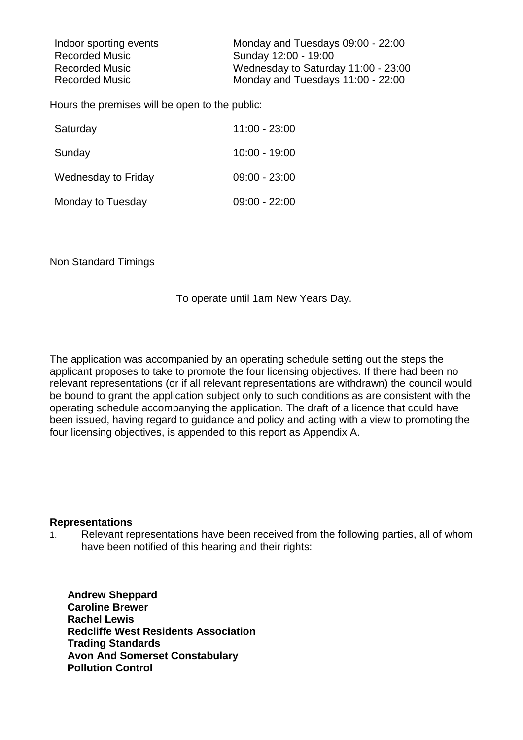| | |
|---|---|
| Indoor sporting events | Monday and Tuesdays 09:00 - 22:00 |
| Recorded Music | Sunday 12:00 - 19:00 |
| Recorded Music | Wednesday to Saturday 11:00 - 23:00 |
| Recorded Music | Monday and Tuesdays 11:00 - 22:00 |

Hours the premises will be open to the public:

| | |
|---|---|
| Saturday | 11:00 - 23:00 |
| Sunday | 10:00 - 19:00 |
| Wednesday to Friday | 09:00 - 23:00 |
| Monday to Tuesday | 09:00 - 22:00 |

Non Standard Timings

To operate until 1am New Years Day.

The application was accompanied by an operating schedule setting out the steps the applicant proposes to take to promote the four licensing objectives. If there had been no relevant representations (or if all relevant representations are withdrawn) the council would be bound to grant the application subject only to such conditions as are consistent with the operating schedule accompanying the application. The draft of a licence that could have been issued, having regard to guidance and policy and acting with a view to promoting the four licensing objectives, is appended to this report as Appendix A.

**Representations**

1. Relevant representations have been received from the following parties, all of whom have been notified of this hearing and their rights:

**Andrew Sheppard**
**Caroline Brewer**
**Rachel Lewis**
**Redcliffe West Residents Association**
**Trading Standards**
**Avon And Somerset Constabulary**
**Pollution Control**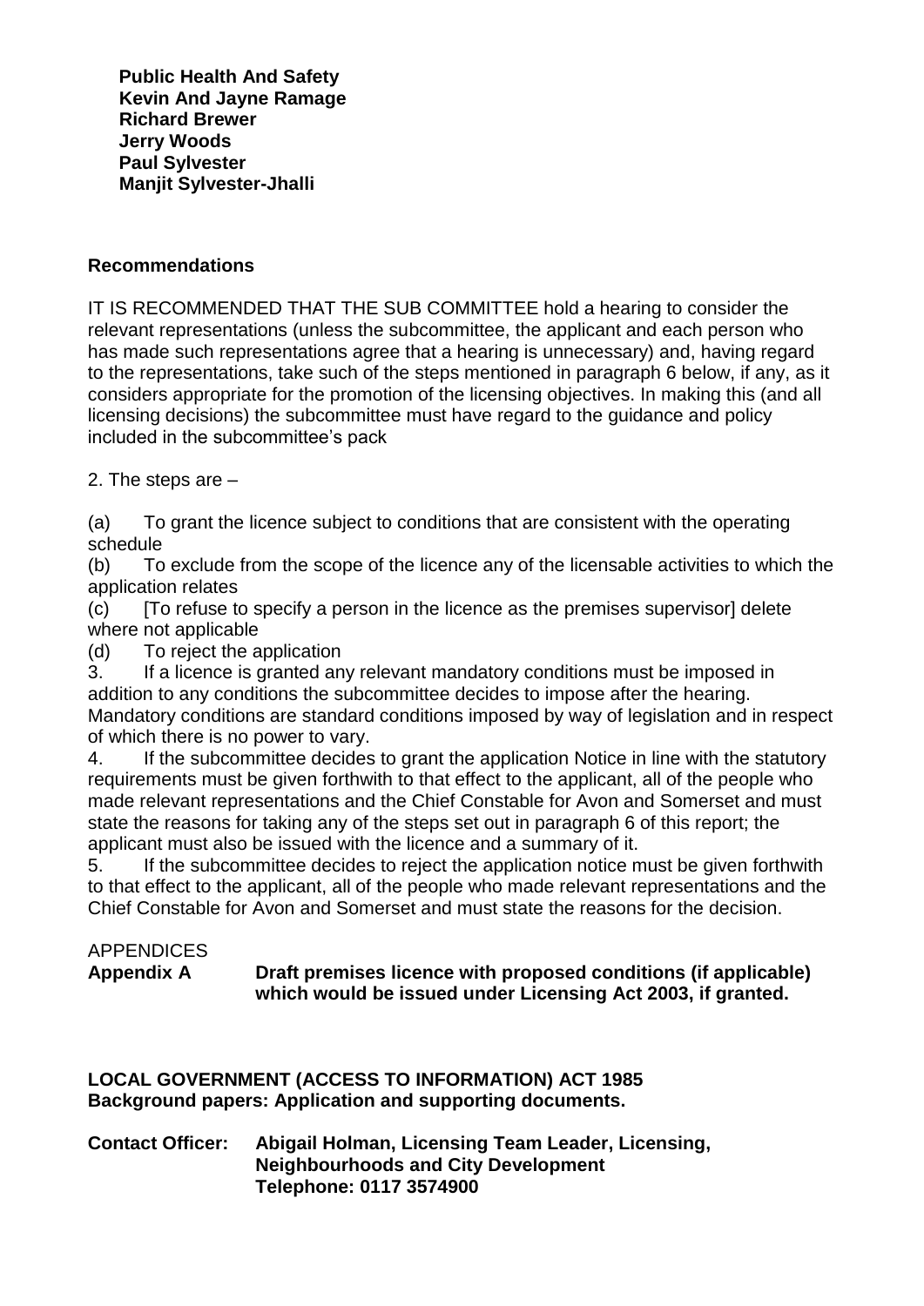**Public Health And Safety**
**Kevin And Jayne Ramage**
**Richard Brewer**
**Jerry Woods**
**Paul Sylvester**
**Manjit Sylvester-Jhalli**

**Recommendations**

IT IS RECOMMENDED THAT THE SUB COMMITTEE hold a hearing to consider the relevant representations (unless the subcommittee, the applicant and each person who has made such representations agree that a hearing is unnecessary) and, having regard to the representations, take such of the steps mentioned in paragraph 6 below, if any, as it considers appropriate for the promotion of the licensing objectives. In making this (and all licensing decisions) the subcommittee must have regard to the guidance and policy included in the subcommittee's pack

2. The steps are –

(a) To grant the licence subject to conditions that are consistent with the operating schedule
(b) To exclude from the scope of the licence any of the licensable activities to which the application relates
(c) [To refuse to specify a person in the licence as the premises supervisor] delete where not applicable
(d) To reject the application

3. If a licence is granted any relevant mandatory conditions must be imposed in addition to any conditions the subcommittee decides to impose after the hearing. Mandatory conditions are standard conditions imposed by way of legislation and in respect of which there is no power to vary.

4. If the subcommittee decides to grant the application Notice in line with the statutory requirements must be given forthwith to that effect to the applicant, all of the people who made relevant representations and the Chief Constable for Avon and Somerset and must state the reasons for taking any of the steps set out in paragraph 6 of this report; the applicant must also be issued with the licence and a summary of it.

5. If the subcommittee decides to reject the application notice must be given forthwith to that effect to the applicant, all of the people who made relevant representations and the Chief Constable for Avon and Somerset and must state the reasons for the decision.

APPENDICES
**Appendix A** **Draft premises licence with proposed conditions (if applicable) which would be issued under Licensing Act 2003, if granted.**

**LOCAL GOVERNMENT (ACCESS TO INFORMATION) ACT 1985**
**Background papers: Application and supporting documents.**

**Contact Officer: Abigail Holman, Licensing Team Leader, Licensing, Neighbourhoods and City Development**
**Telephone: 0117 3574900**